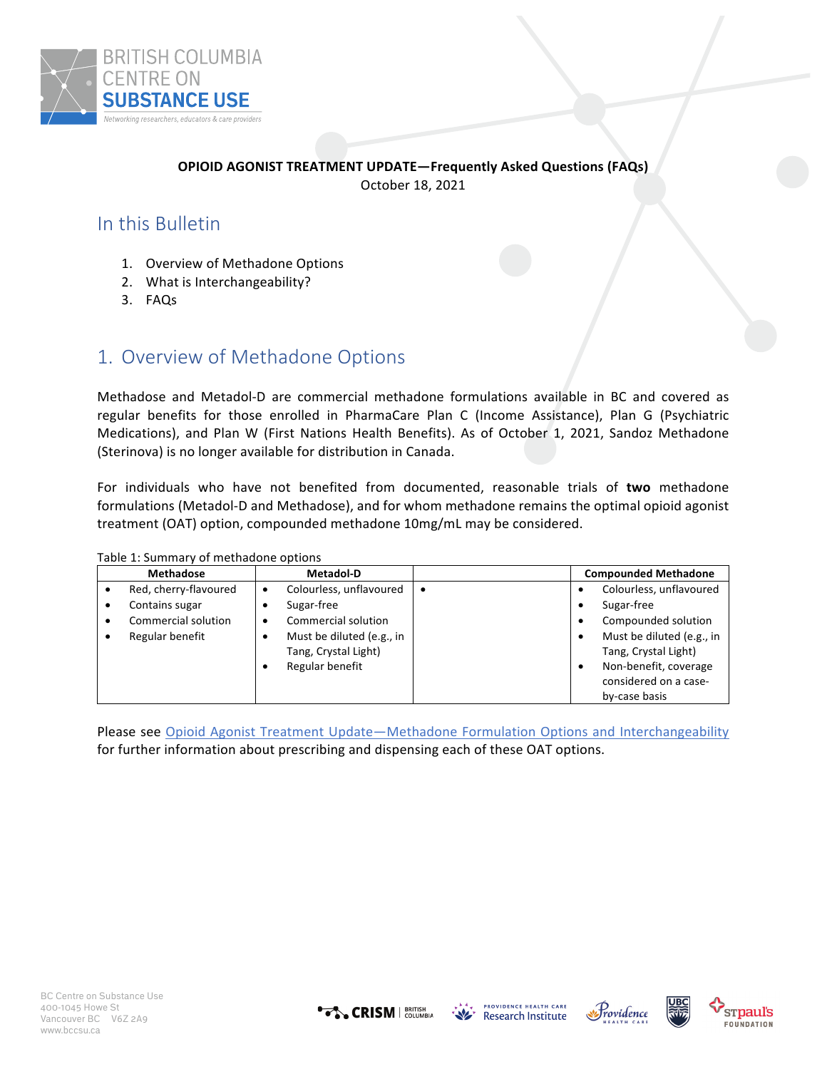**OPIOID AGONIST TREATMENT UPDATE—Frequently Asked Questions (FAQs)**

October 18, 2021

## In this Bulletin

1. Overview of Methadone Options
2. What is Interchangeability?
3. FAQs

## 1. Overview of Methadone Options

Methadose and Metadol-D are commercial methadone formulations available in BC and covered as regular benefits for those enrolled in PharmaCare Plan C (Income Assistance), Plan G (Psychiatric Medications), and Plan W (First Nations Health Benefits). As of October 1, 2021, Sandoz Methadone (Sterinova) is no longer available for distribution in Canada.

For individuals who have not benefited from documented, reasonable trials of **two** methadone formulations (Metadol-D and Methadose), and for whom methadone remains the optimal opioid agonist treatment (OAT) option, compounded methadone 10mg/mL may be considered.

Table 1: Summary of methadone options

| Methadose | Metadol-D | | Compounded Methadone |
|---|---|---|---|
| • Red, cherry-flavoured<br>• Contains sugar<br>• Commercial solution<br>• Regular benefit | • Colourless, unflavoured<br>• Sugar-free<br>• Commercial solution<br>• Must be diluted (e.g., in Tang, Crystal Light)<br>• Regular benefit | • | • Colourless, unflavoured<br>• Sugar-free<br>• Compounded solution<br>• Must be diluted (e.g., in Tang, Crystal Light)<br>• Non-benefit, coverage considered on a case-by-case basis |

Please see Opioid Agonist Treatment Update—Methadone Formulation Options and Interchangeability for further information about prescribing and dispensing each of these OAT options.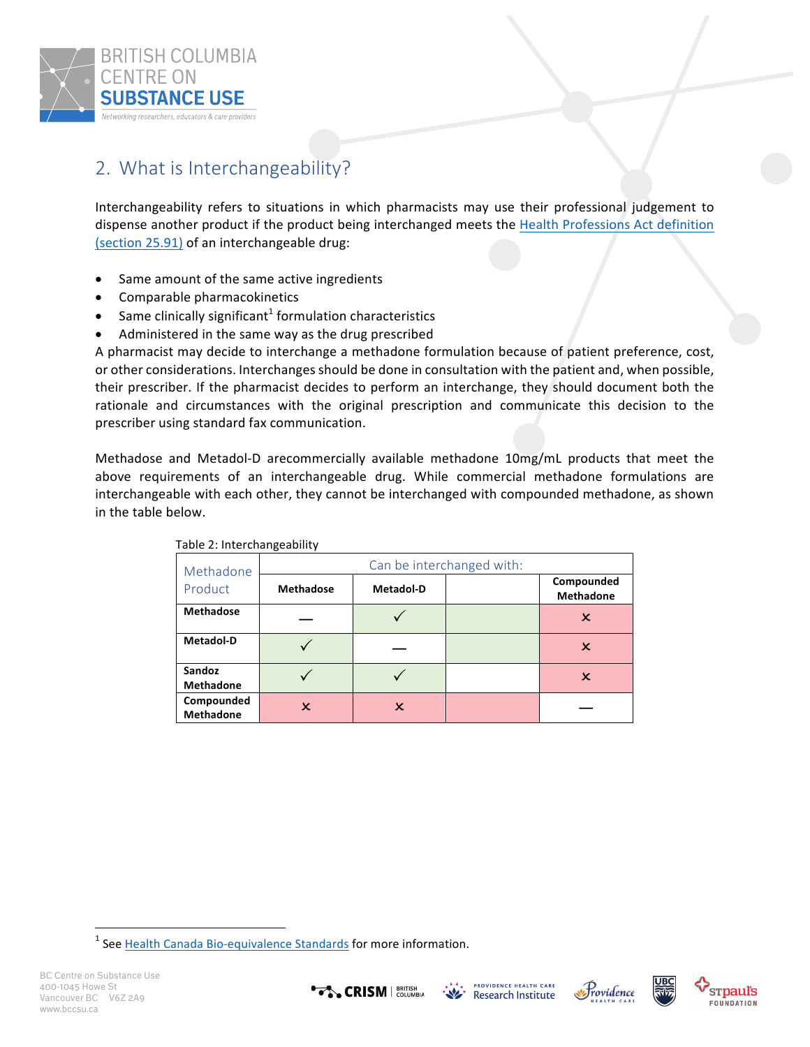## 2. What is Interchangeability?

Interchangeability refers to situations in which pharmacists may use their professional judgement to dispense another product if the product being interchanged meets the Health Professions Act definition (section 25.91) of an interchangeable drug:

- Same amount of the same active ingredients
- Comparable pharmacokinetics
- Same clinically significant[1] formulation characteristics
- Administered in the same way as the drug prescribed

A pharmacist may decide to interchange a methadone formulation because of patient preference, cost, or other considerations. Interchanges should be done in consultation with the patient and, when possible, their prescriber. If the pharmacist decides to perform an interchange, they should document both the rationale and circumstances with the original prescription and communicate this decision to the prescriber using standard fax communication.

Methadose and Metadol-D arecommercially available methadone 10mg/mL products that meet the above requirements of an interchangeable drug. While commercial methadone formulations are interchangeable with each other, they cannot be interchanged with compounded methadone, as shown in the table below.

Table 2: Interchangeability

| Methadone Product | Can be interchanged with: | | | |
|---|---|---|---|---|
| | **Methadose** | **Metadol-D** | | **Compounded Methadone** |
| **Methadose** | — | ✓ | | × |
| **Metadol-D** | ✓ | — | | × |
| **Sandoz Methadone** | ✓ | ✓ | | × |
| **Compounded Methadone** | × | × | | — |

[1] See Health Canada Bio-equivalence Standards for more information.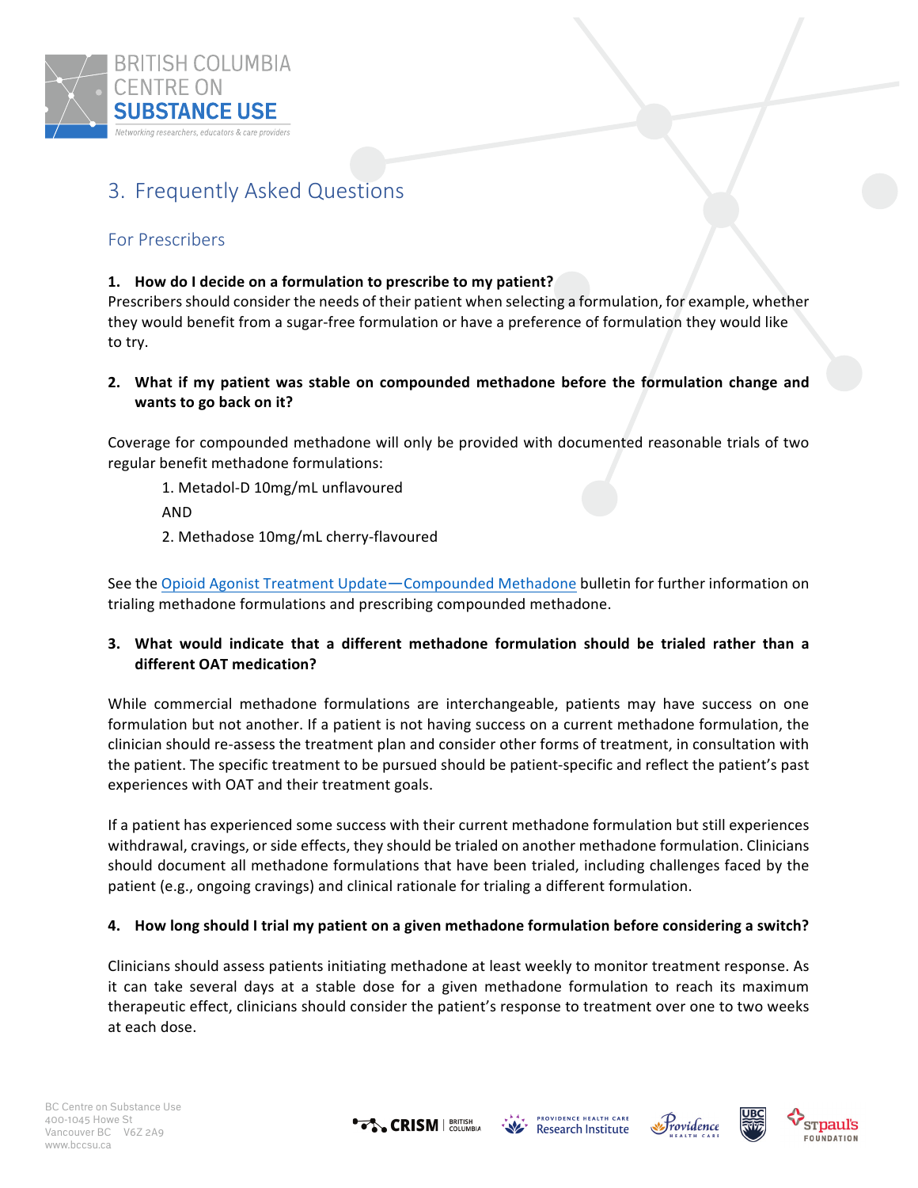## 3. Frequently Asked Questions

### For Prescribers

**1. How do I decide on a formulation to prescribe to my patient?**

Prescribers should consider the needs of their patient when selecting a formulation, for example, whether they would benefit from a sugar-free formulation or have a preference of formulation they would like to try.

**2. What if my patient was stable on compounded methadone before the formulation change and wants to go back on it?**

Coverage for compounded methadone will only be provided with documented reasonable trials of two regular benefit methadone formulations:

1. Metadol-D 10mg/mL unflavoured

AND

2. Methadose 10mg/mL cherry-flavoured

See the Opioid Agonist Treatment Update—Compounded Methadone bulletin for further information on trialing methadone formulations and prescribing compounded methadone.

**3. What would indicate that a different methadone formulation should be trialed rather than a different OAT medication?**

While commercial methadone formulations are interchangeable, patients may have success on one formulation but not another. If a patient is not having success on a current methadone formulation, the clinician should re-assess the treatment plan and consider other forms of treatment, in consultation with the patient. The specific treatment to be pursued should be patient-specific and reflect the patient's past experiences with OAT and their treatment goals.

If a patient has experienced some success with their current methadone formulation but still experiences withdrawal, cravings, or side effects, they should be trialed on another methadone formulation. Clinicians should document all methadone formulations that have been trialed, including challenges faced by the patient (e.g., ongoing cravings) and clinical rationale for trialing a different formulation.

**4. How long should I trial my patient on a given methadone formulation before considering a switch?**

Clinicians should assess patients initiating methadone at least weekly to monitor treatment response. As it can take several days at a stable dose for a given methadone formulation to reach its maximum therapeutic effect, clinicians should consider the patient's response to treatment over one to two weeks at each dose.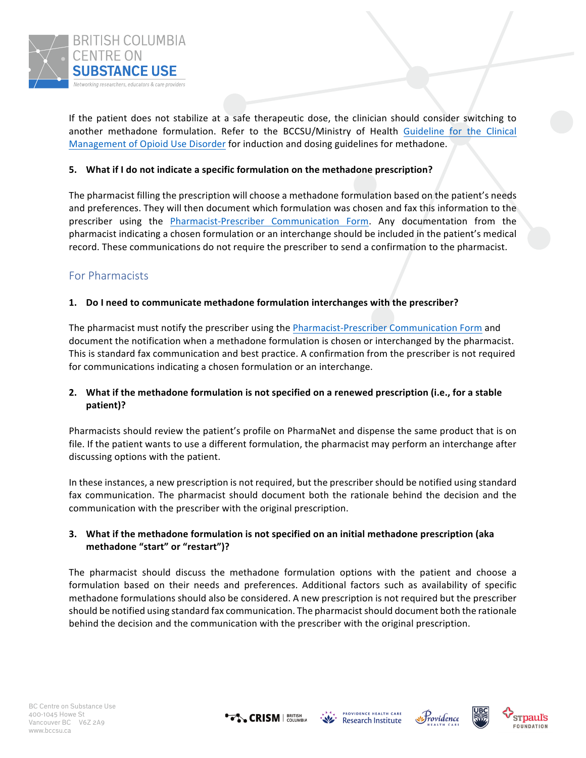If the patient does not stabilize at a safe therapeutic dose, the clinician should consider switching to another methadone formulation. Refer to the BCCSU/Ministry of Health Guideline for the Clinical Management of Opioid Use Disorder for induction and dosing guidelines for methadone.

**5. What if I do not indicate a specific formulation on the methadone prescription?**

The pharmacist filling the prescription will choose a methadone formulation based on the patient's needs and preferences. They will then document which formulation was chosen and fax this information to the prescriber using the Pharmacist-Prescriber Communication Form. Any documentation from the pharmacist indicating a chosen formulation or an interchange should be included in the patient's medical record. These communications do not require the prescriber to send a confirmation to the pharmacist.

## For Pharmacists

**1. Do I need to communicate methadone formulation interchanges with the prescriber?**

The pharmacist must notify the prescriber using the Pharmacist-Prescriber Communication Form and document the notification when a methadone formulation is chosen or interchanged by the pharmacist. This is standard fax communication and best practice. A confirmation from the prescriber is not required for communications indicating a chosen formulation or an interchange.

**2. What if the methadone formulation is not specified on a renewed prescription (i.e., for a stable patient)?**

Pharmacists should review the patient's profile on PharmaNet and dispense the same product that is on file. If the patient wants to use a different formulation, the pharmacist may perform an interchange after discussing options with the patient.

In these instances, a new prescription is not required, but the prescriber should be notified using standard fax communication. The pharmacist should document both the rationale behind the decision and the communication with the prescriber with the original prescription.

**3. What if the methadone formulation is not specified on an initial methadone prescription (aka methadone "start" or "restart")?**

The pharmacist should discuss the methadone formulation options with the patient and choose a formulation based on their needs and preferences. Additional factors such as availability of specific methadone formulations should also be considered. A new prescription is not required but the prescriber should be notified using standard fax communication. The pharmacist should document both the rationale behind the decision and the communication with the prescriber with the original prescription.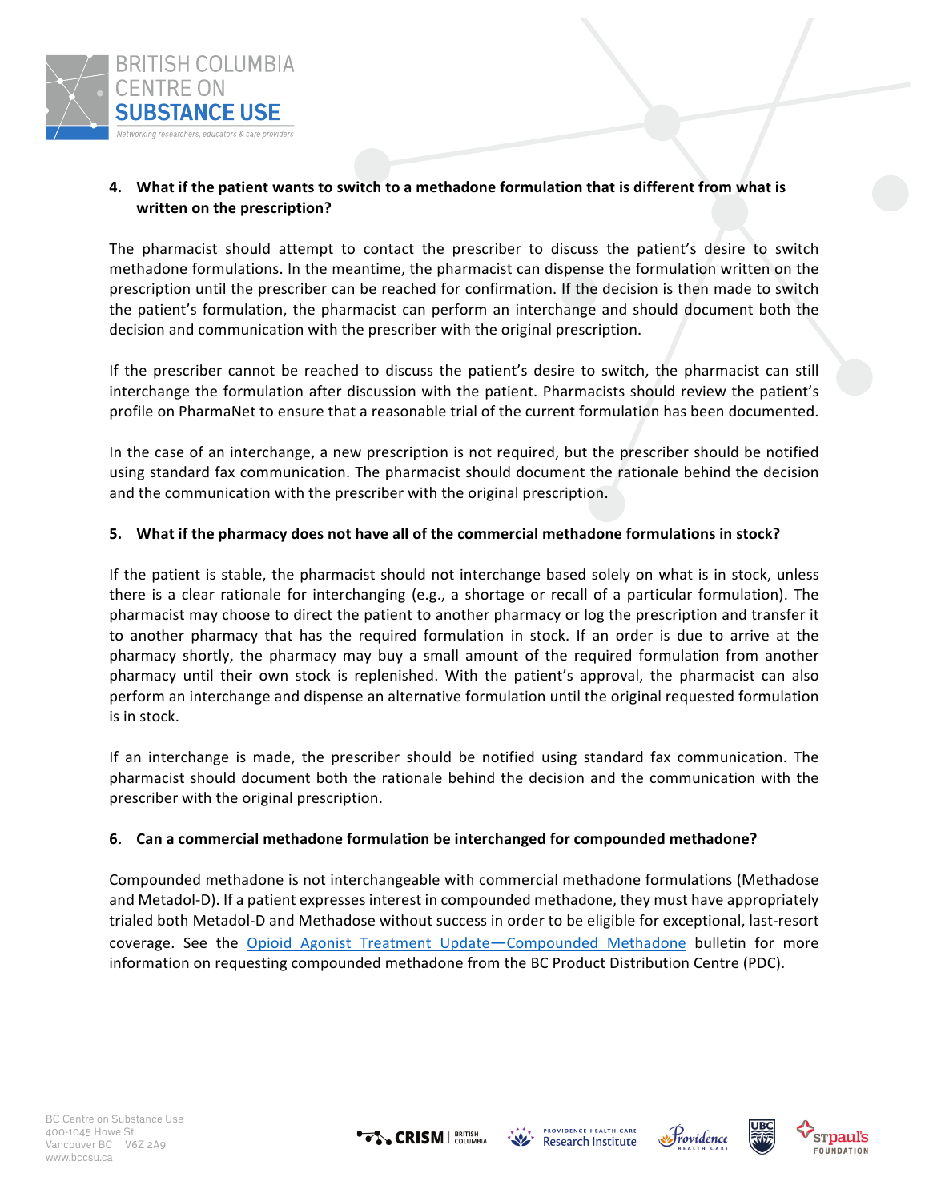4. **What if the patient wants to switch to a methadone formulation that is different from what is written on the prescription?**

The pharmacist should attempt to contact the prescriber to discuss the patient's desire to switch methadone formulations. In the meantime, the pharmacist can dispense the formulation written on the prescription until the prescriber can be reached for confirmation. If the decision is then made to switch the patient's formulation, the pharmacist can perform an interchange and should document both the decision and communication with the prescriber with the original prescription.

If the prescriber cannot be reached to discuss the patient's desire to switch, the pharmacist can still interchange the formulation after discussion with the patient. Pharmacists should review the patient's profile on PharmaNet to ensure that a reasonable trial of the current formulation has been documented.

In the case of an interchange, a new prescription is not required, but the prescriber should be notified using standard fax communication. The pharmacist should document the rationale behind the decision and the communication with the prescriber with the original prescription.

5. **What if the pharmacy does not have all of the commercial methadone formulations in stock?**

If the patient is stable, the pharmacist should not interchange based solely on what is in stock, unless there is a clear rationale for interchanging (e.g., a shortage or recall of a particular formulation). The pharmacist may choose to direct the patient to another pharmacy or log the prescription and transfer it to another pharmacy that has the required formulation in stock. If an order is due to arrive at the pharmacy shortly, the pharmacy may buy a small amount of the required formulation from another pharmacy until their own stock is replenished. With the patient's approval, the pharmacist can also perform an interchange and dispense an alternative formulation until the original requested formulation is in stock.

If an interchange is made, the prescriber should be notified using standard fax communication. The pharmacist should document both the rationale behind the decision and the communication with the prescriber with the original prescription.

6. **Can a commercial methadone formulation be interchanged for compounded methadone?**

Compounded methadone is not interchangeable with commercial methadone formulations (Methadose and Metadol-D). If a patient expresses interest in compounded methadone, they must have appropriately trialed both Metadol-D and Methadose without success in order to be eligible for exceptional, last-resort coverage. See the Opioid Agonist Treatment Update—Compounded Methadone bulletin for more information on requesting compounded methadone from the BC Product Distribution Centre (PDC).